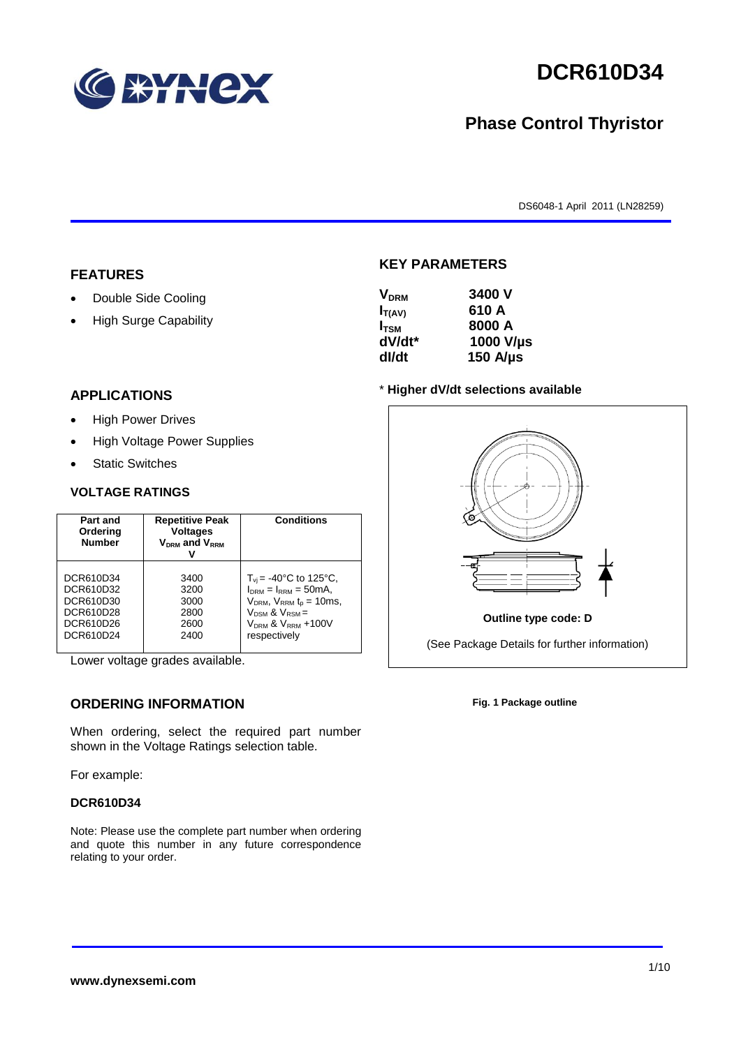# DCR610D34

## Phase Control Thyristor

DS6048-1 April 2011 (LN28259)

## FEATURES

- Double Side Cooling
- High Surge Capability

## APPLICATIONS

- High Power Drives
- High Voltage Power Supplies
- Static Switches

## VOLTAGE RATINGS

| Part and Ordering Number | Repetitive Peak Voltages $V_{DRM}$ and $V_{RRM}$ V | Conditions |
|---|---|---|
| DCR610D34<br>DCR610D32<br>DCR610D30<br>DCR610D28<br>DCR610D26<br>DCR610D24 | 3400<br>3200<br>3000<br>2800<br>2600<br>2400 | $T_{vj}$ = -40°C to 125°C, $I_{DRM}$ = $I_{RRM}$ = 50mA, $V_{DRM}$, $V_{RRM}$ $t_p$ = 10ms, $V_{DSM}$ & $V_{RSM}$ = $V_{DRM}$ & $V_{RRM}$ +100V respectively |

Lower voltage grades available.

## ORDERING INFORMATION

When ordering, select the required part number shown in the Voltage Ratings selection table.

For example:

**DCR610D34**

Note: Please use the complete part number when ordering and quote this number in any future correspondence relating to your order.

## KEY PARAMETERS

| | |
|---|---|
| $V_{DRM}$ | 3400 V |
| $I_{T(AV)}$ | 610 A |
| $I_{TSM}$ | 8000 A |
| dV/dt* | 1000 V/µs |
| dI/dt | 150 A/µs |

\* **Higher dV/dt selections available**

**Outline type code: D**

(See Package Details for further information)

**Fig. 1 Package outline**

**www.dynexsemi.com**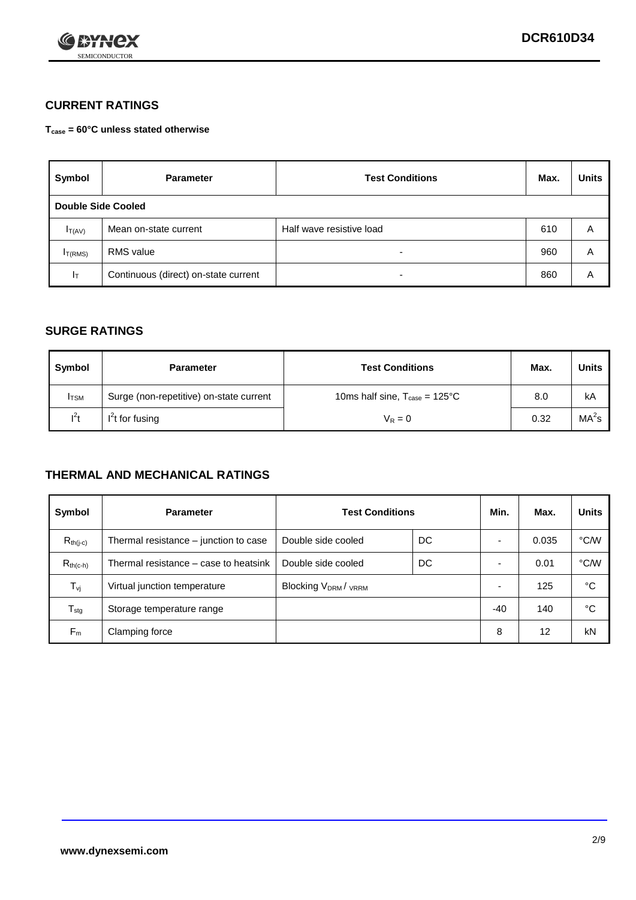## CURRENT RATINGS

**$T_{case}$ = 60°C unless stated otherwise**

| Symbol | Parameter | Test Conditions | Max. | Units |
|---|---|---|---|---|
| **Double Side Cooled** | | | | |
| $I_{T(AV)}$ | Mean on-state current | Half wave resistive load | 610 | A |
| $I_{T(RMS)}$ | RMS value | - | 960 | A |
| $I_T$ | Continuous (direct) on-state current | - | 860 | A |

## SURGE RATINGS

| Symbol | Parameter | Test Conditions | Max. | Units |
|---|---|---|---|---|
| $I_{TSM}$ | Surge (non-repetitive) on-state current | 10ms half sine, $T_{case}$ = 125°C | 8.0 | kA |
| $I^2t$ | $I^2t$ for fusing | $V_R = 0$ | 0.32 | $MA^2s$ |

## THERMAL AND MECHANICAL RATINGS

| Symbol | Parameter | Test Conditions | | Min. | Max. | Units |
|---|---|---|---|---|---|---|
| $R_{th(j-c)}$ | Thermal resistance – junction to case | Double side cooled | DC | - | 0.035 | °C/W |
| $R_{th(c-h)}$ | Thermal resistance – case to heatsink | Double side cooled | DC | - | 0.01 | °C/W |
| $T_{vj}$ | Virtual junction temperature | Blocking $V_{DRM}$ / $V_{RRM}$ | | - | 125 | °C |
| $T_{stg}$ | Storage temperature range | | | -40 | 140 | °C |
| $F_m$ | Clamping force | | | 8 | 12 | kN |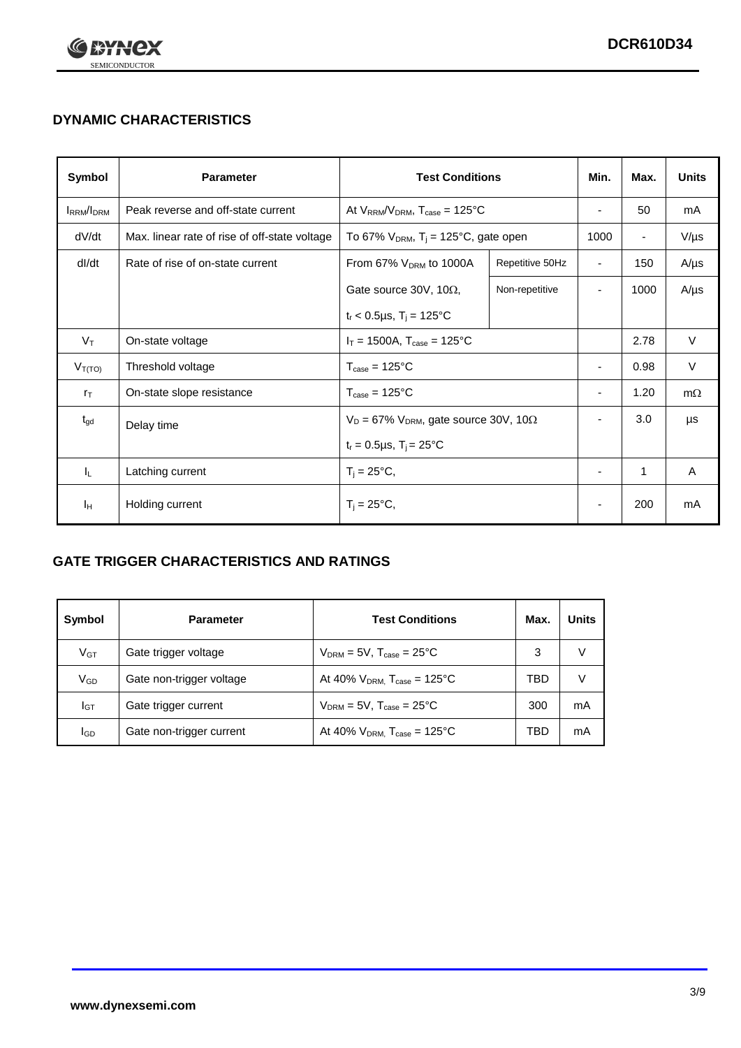## DYNAMIC CHARACTERISTICS

| Symbol | Parameter | Test Conditions | | Min. | Max. | Units |
|---|---|---|---|---|---|---|
| $I_{RRM}/I_{DRM}$ | Peak reverse and off-state current | At $V_{RRM}/V_{DRM}$, $T_{case}$ = 125°C | | - | 50 | mA |
| dV/dt | Max. linear rate of rise of off-state voltage | To 67% $V_{DRM}$, $T_j$ = 125°C, gate open | | 1000 | - | V/µs |
| dI/dt | Rate of rise of on-state current | From 67% $V_{DRM}$ to 1000A | Repetitive 50Hz | - | 150 | A/µs |
| | | Gate source 30V, 10Ω, | Non-repetitive | - | 1000 | A/µs |
| | | $t_r$ < 0.5µs, $T_j$ = 125°C | | | | |
| $V_T$ | On-state voltage | $I_T$ = 1500A, $T_{case}$ = 125°C | | | 2.78 | V |
| $V_{T(TO)}$ | Threshold voltage | $T_{case}$ = 125°C | | - | 0.98 | V |
| $r_T$ | On-state slope resistance | $T_{case}$ = 125°C | | - | 1.20 | mΩ |
| $t_{gd}$ | Delay time | $V_D$ = 67% $V_{DRM}$, gate source 30V, 10Ω | | - | 3.0 | µs |
| | | $t_r$ = 0.5µs, $T_j$ = 25°C | | | | |
| $I_L$ | Latching current | $T_j$ = 25°C, | | - | 1 | A |
| $I_H$ | Holding current | $T_j$ = 25°C, | | - | 200 | mA |

## GATE TRIGGER CHARACTERISTICS AND RATINGS

| Symbol | Parameter | Test Conditions | Max. | Units |
|---|---|---|---|---|
| $V_{GT}$ | Gate trigger voltage | $V_{DRM}$ = 5V, $T_{case}$ = 25°C | 3 | V |
| $V_{GD}$ | Gate non-trigger voltage | At 40% $V_{DRM}$, $T_{case}$ = 125°C | TBD | V |
| $I_{GT}$ | Gate trigger current | $V_{DRM}$ = 5V, $T_{case}$ = 25°C | 300 | mA |
| $I_{GD}$ | Gate non-trigger current | At 40% $V_{DRM}$, $T_{case}$ = 125°C | TBD | mA |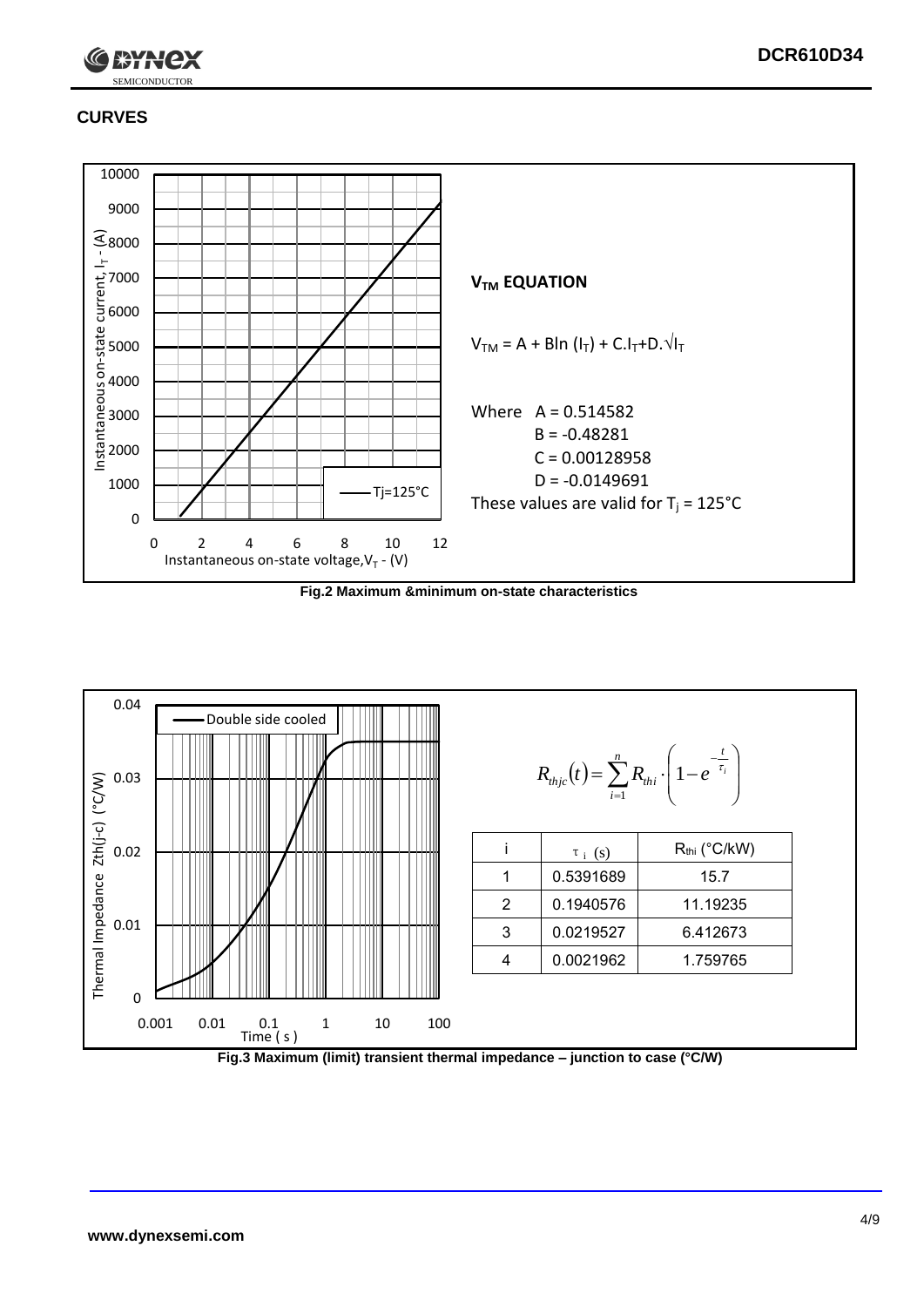## CURVES

**$V_{TM}$ EQUATION**

$V_{TM} = A + B\ln(I_T) + C.I_T + D.\sqrt{I_T}$

Where A = 0.514582
B = -0.48281
C = 0.00128958
D = -0.0149691

These values are valid for $T_j$ = 125°C

**Fig.2 Maximum &minimum on-state characteristics**

$$R_{thjc}(t) = \sum_{i=1}^{n} R_{thi} \cdot \left(1 - e^{-\frac{t}{\tau_i}}\right)$$

| i | $\tau_i$ (s) | $R_{thi}$ (°C/kW) |
|---|---|---|
| 1 | 0.5391689 | 15.7 |
| 2 | 0.1940576 | 11.19235 |
| 3 | 0.0219527 | 6.412673 |
| 4 | 0.0021962 | 1.759765 |

**Fig.3 Maximum (limit) transient thermal impedance – junction to case (°C/W)**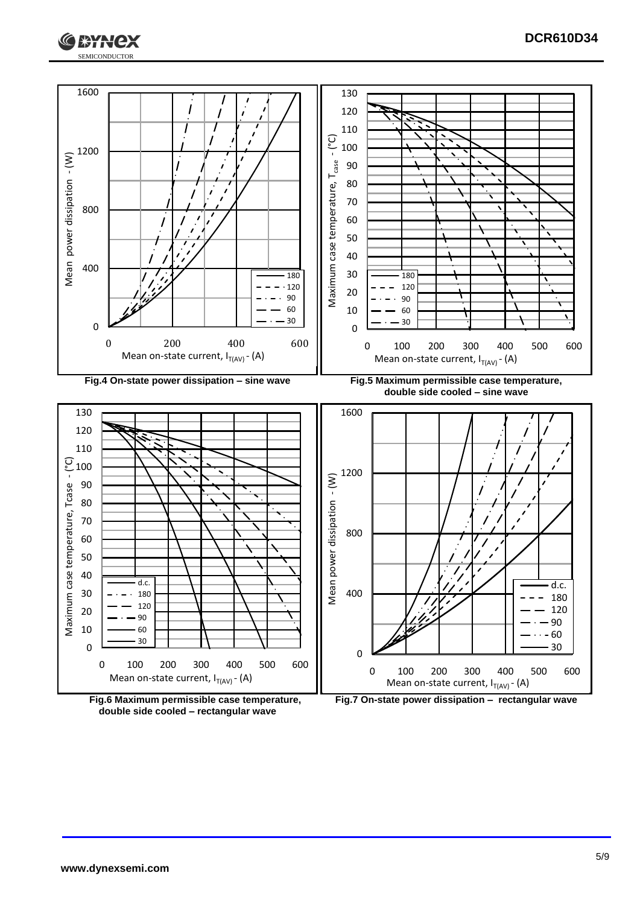Fig.4 On-state power dissipation – sine wave

Fig.5 Maximum permissible case temperature, double side cooled – sine wave

Fig.6 Maximum permissible case temperature, double side cooled – rectangular wave

Fig.7 On-state power dissipation – rectangular wave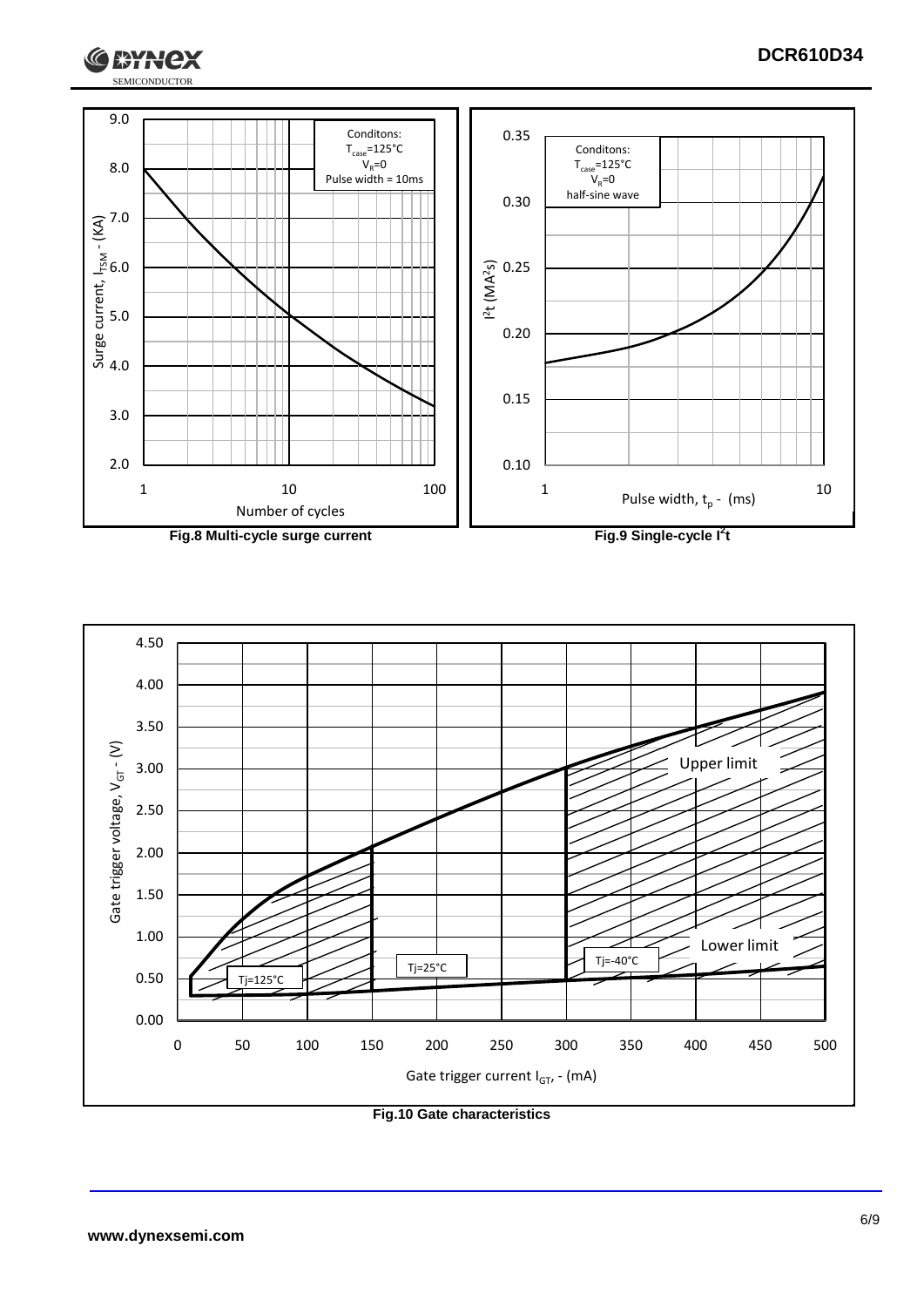Fig.8 Multi-cycle surge current

Fig.9 Single-cycle $I^2t$

Fig.10 Gate characteristics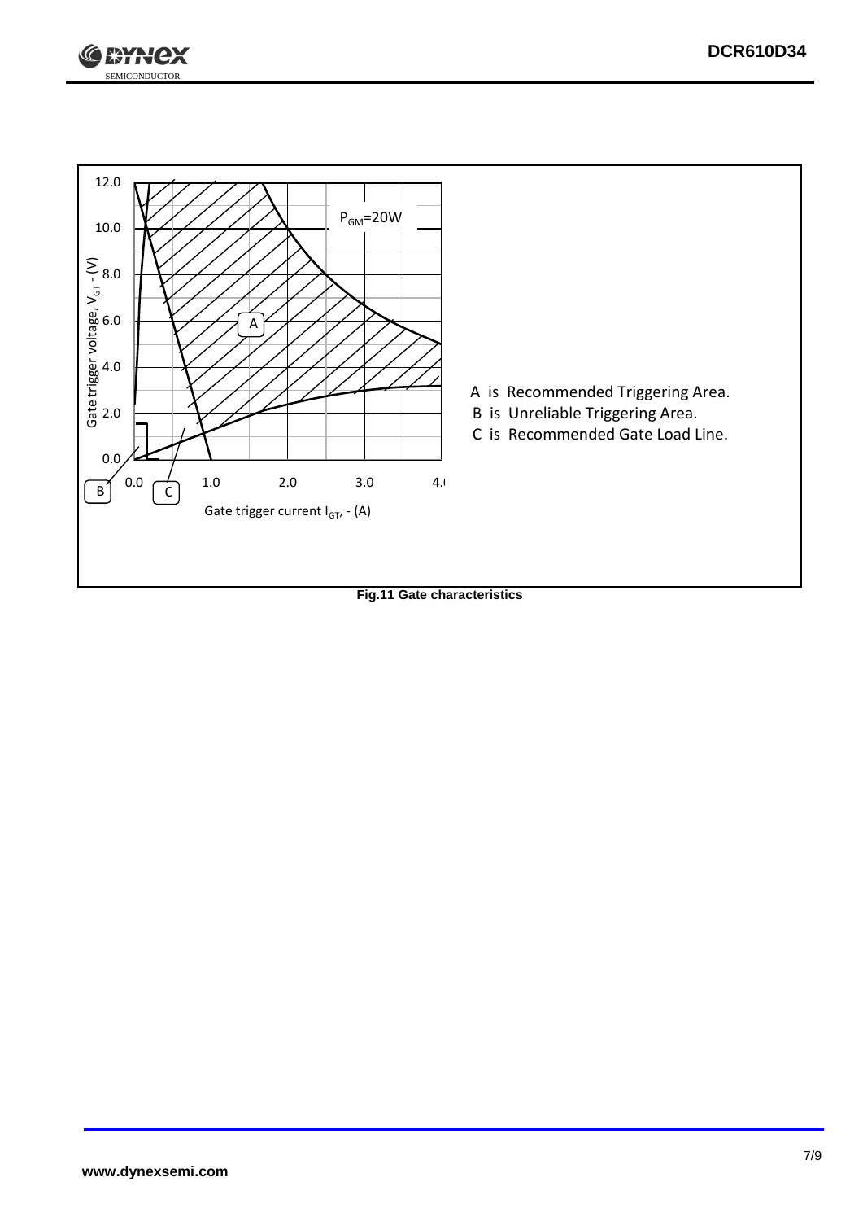A is Recommended Triggering Area.

B is Unreliable Triggering Area.

C is Recommended Gate Load Line.

**Fig.11 Gate characteristics**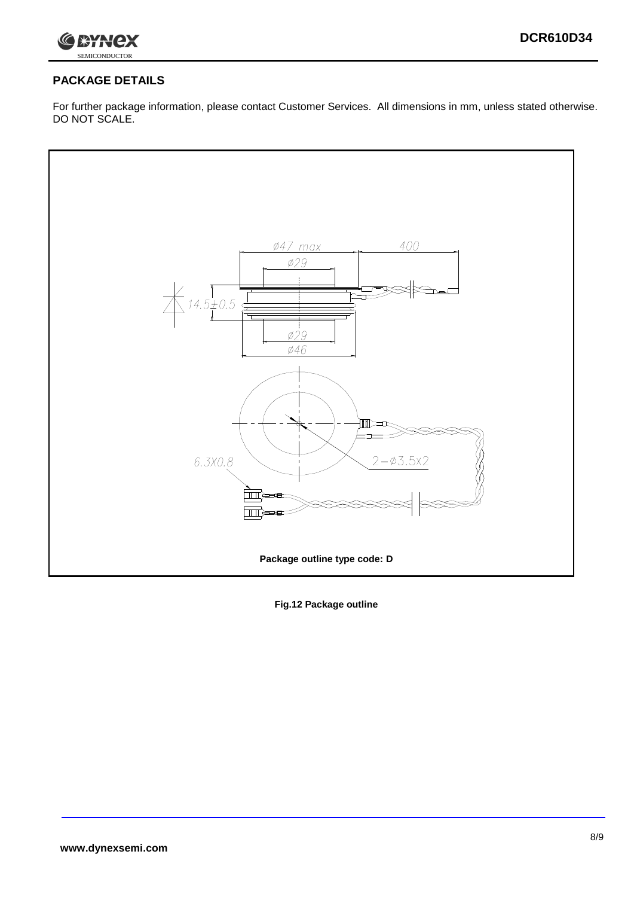## PACKAGE DETAILS

For further package information, please contact Customer Services. All dimensions in mm, unless stated otherwise. DO NOT SCALE.

Package outline type code: D

**Fig.12 Package outline**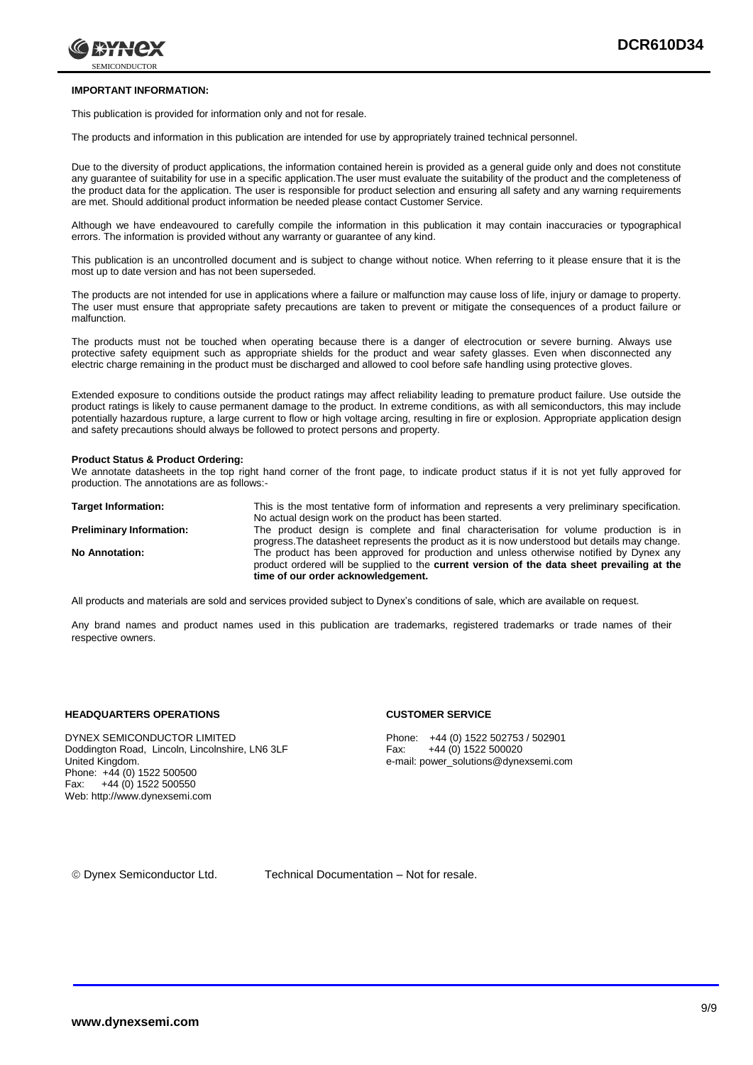**IMPORTANT INFORMATION:**

This publication is provided for information only and not for resale.

The products and information in this publication are intended for use by appropriately trained technical personnel.

Due to the diversity of product applications, the information contained herein is provided as a general guide only and does not constitute any guarantee of suitability for use in a specific application.The user must evaluate the suitability of the product and the completeness of the product data for the application. The user is responsible for product selection and ensuring all safety and any warning requirements are met. Should additional product information be needed please contact Customer Service.

Although we have endeavoured to carefully compile the information in this publication it may contain inaccuracies or typographical errors. The information is provided without any warranty or guarantee of any kind.

This publication is an uncontrolled document and is subject to change without notice. When referring to it please ensure that it is the most up to date version and has not been superseded.

The products are not intended for use in applications where a failure or malfunction may cause loss of life, injury or damage to property. The user must ensure that appropriate safety precautions are taken to prevent or mitigate the consequences of a product failure or malfunction.

The products must not be touched when operating because there is a danger of electrocution or severe burning. Always use protective safety equipment such as appropriate shields for the product and wear safety glasses. Even when disconnected any electric charge remaining in the product must be discharged and allowed to cool before safe handling using protective gloves.

Extended exposure to conditions outside the product ratings may affect reliability leading to premature product failure. Use outside the product ratings is likely to cause permanent damage to the product. In extreme conditions, as with all semiconductors, this may include potentially hazardous rupture, a large current to flow or high voltage arcing, resulting in fire or explosion. Appropriate application design and safety precautions should always be followed to protect persons and property.

**Product Status & Product Ordering:**

We annotate datasheets in the top right hand corner of the front page, to indicate product status if it is not yet fully approved for production. The annotations are as follows:-

| | |
|---|---|
| **Target Information:** | This is the most tentative form of information and represents a very preliminary specification. No actual design work on the product has been started. |
| **Preliminary Information:** | The product design is complete and final characterisation for volume production is in progress.The datasheet represents the product as it is now understood but details may change. |
| **No Annotation:** | The product has been approved for production and unless otherwise notified by Dynex any product ordered will be supplied to the **current version of the data sheet prevailing at the time of our order acknowledgement.** |

All products and materials are sold and services provided subject to Dynex's conditions of sale, which are available on request.

Any brand names and product names used in this publication are trademarks, registered trademarks or trade names of their respective owners.

**HEADQUARTERS OPERATIONS**

DYNEX SEMICONDUCTOR LIMITED
Doddington Road, Lincoln, Lincolnshire, LN6 3LF
United Kingdom.
Phone: +44 (0) 1522 500500
Fax: +44 (0) 1522 500550
Web: http://www.dynexsemi.com

**CUSTOMER SERVICE**

Phone: +44 (0) 1522 502753 / 502901
Fax: +44 (0) 1522 500020
e-mail: power_solutions@dynexsemi.com

© Dynex Semiconductor Ltd. Technical Documentation – Not for resale.